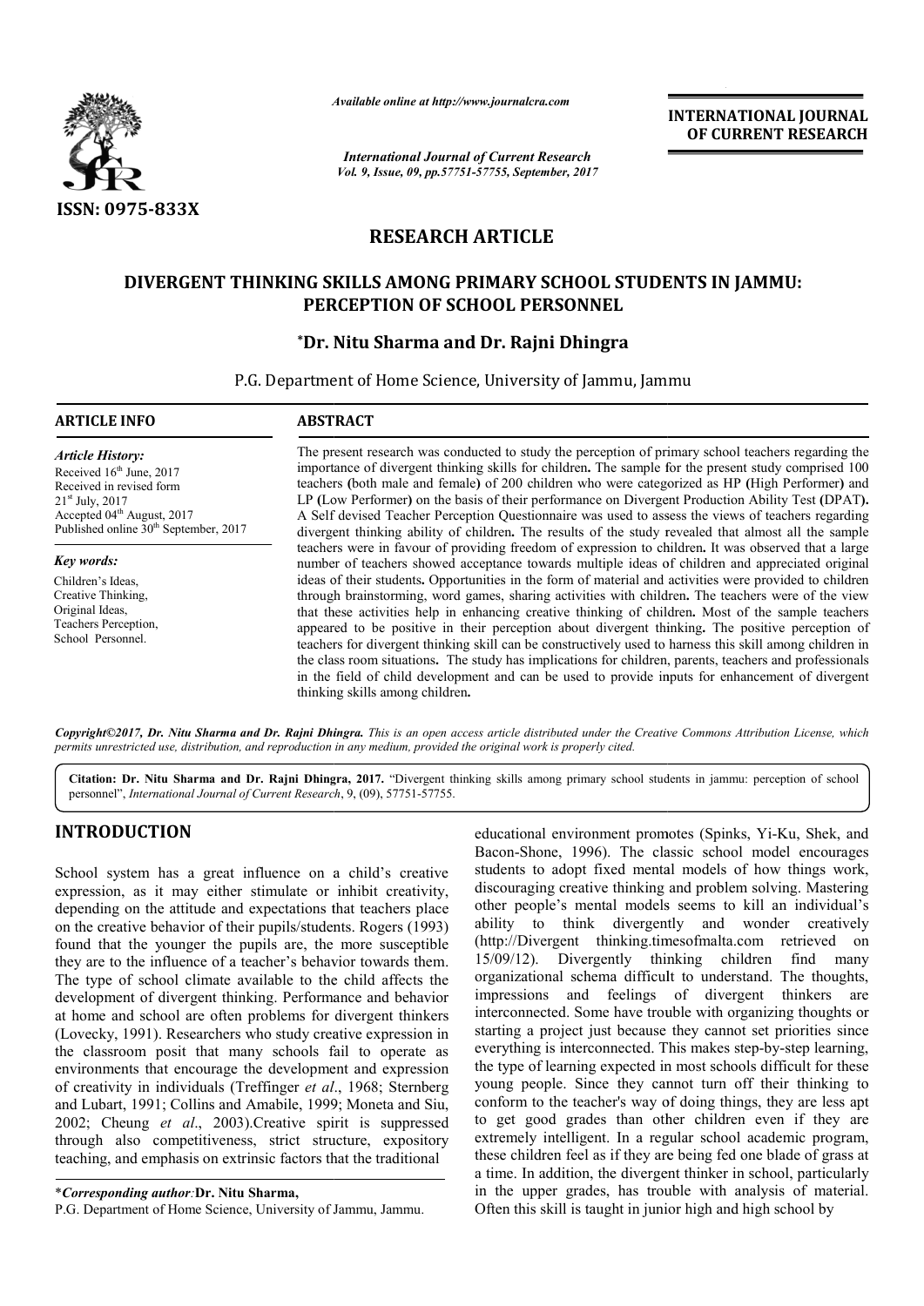*Available online at http://www.journalcra.com*

*International Journal of Current Research*
*Vol. 9, Issue, 09, pp.57751-57755, September, 2017*

**INTERNATIONAL JOURNAL OF CURRENT RESEARCH**

ISSN: 0975-833X

## RESEARCH ARTICLE

# DIVERGENT THINKING SKILLS AMONG PRIMARY SCHOOL STUDENTS IN JAMMU: PERCEPTION OF SCHOOL PERSONNEL

**\*Dr. Nitu Sharma and Dr. Rajni Dhingra**

P.G. Department of Home Science, University of Jammu, Jammu

### ARTICLE INFO

*Article History:*

Received 16th June, 2017
Received in revised form
21st July, 2017
Accepted 04th August, 2017
Published online 30th September, 2017

*Key words:*

Children's Ideas,
Creative Thinking,
Original Ideas,
Teachers Perception,
School Personnel.

### ABSTRACT

The present research was conducted to study the perception of primary school teachers regarding the importance of divergent thinking skills for children**.** The sample for the present study comprised 100 teachers **(**both male and female**)** of 200 children who were categorized as HP **(**High Performer) and LP **(**Low Performer**)** on the basis of their performance on Divergent Production Ability Test **(**DPAT**).** A Self devised Teacher Perception Questionnaire was used to assess the views of teachers regarding divergent thinking ability of children**.** The results of the study revealed that almost all the sample teachers were in favour of providing freedom of expression to children**.** It was observed that a large number of teachers showed acceptance towards multiple ideas of children and appreciated original ideas of their students**.** Opportunities in the form of material and activities were provided to children through brainstorming, word games, sharing activities with children**.** The teachers were of the view that these activities help in enhancing creative thinking of children**.** Most of the sample teachers appeared to be positive in their perception about divergent thinking**.** The positive perception of teachers for divergent thinking skill can be constructively used to harness this skill among children in the class room situations**.** The study has implications for children, parents, teachers and professionals in the field of child development and can be used to provide inputs for enhancement of divergent thinking skills among children**.**

*Copyright©2017, Dr. Nitu Sharma and Dr. Rajni Dhingra. This is an open access article distributed under the Creative Commons Attribution License, which permits unrestricted use, distribution, and reproduction in any medium, provided the original work is properly cited.*

**Citation: Dr. Nitu Sharma and Dr. Rajni Dhingra, 2017.** "Divergent thinking skills among primary school students in jammu: perception of school personnel", *International Journal of Current Research*, 9, (09), 57751-57755.

## INTRODUCTION

School system has a great influence on a child's creative expression, as it may either stimulate or inhibit creativity, depending on the attitude and expectations that teachers place on the creative behavior of their pupils/students. Rogers (1993) found that the younger the pupils are, the more susceptible they are to the influence of a teacher's behavior towards them. The type of school climate available to the child affects the development of divergent thinking. Performance and behavior at home and school are often problems for divergent thinkers (Lovecky, 1991). Researchers who study creative expression in the classroom posit that many schools fail to operate as environments that encourage the development and expression of creativity in individuals (Treffinger *et al*., 1968; Sternberg and Lubart, 1991; Collins and Amabile, 1999; Moneta and Siu, 2002; Cheung *et al*., 2003).Creative spirit is suppressed through also competitiveness, strict structure, expository teaching, and emphasis on extrinsic factors that the traditional educational environment promotes (Spinks, Yi-Ku, Shek, and Bacon-Shone, 1996). The classic school model encourages students to adopt fixed mental models of how things work, discouraging creative thinking and problem solving. Mastering other people's mental models seems to kill an individual's ability to think divergently and wonder creatively (http://Divergent thinking.timesofmalta.com retrieved on 15/09/12). Divergently thinking children find many organizational schema difficult to understand. The thoughts, impressions and feelings of divergent thinkers are interconnected. Some have trouble with organizing thoughts or starting a project just because they cannot set priorities since everything is interconnected. This makes step-by-step learning, the type of learning expected in most schools difficult for these young people. Since they cannot turn off their thinking to conform to the teacher's way of doing things, they are less apt to get good grades than other children even if they are extremely intelligent. In a regular school academic program, these children feel as if they are being fed one blade of grass at a time. In addition, the divergent thinker in school, particularly in the upper grades, has trouble with analysis of material. Often this skill is taught in junior high and high school by

\****Corresponding author:*****Dr. Nitu Sharma,**
P.G. Department of Home Science, University of Jammu, Jammu.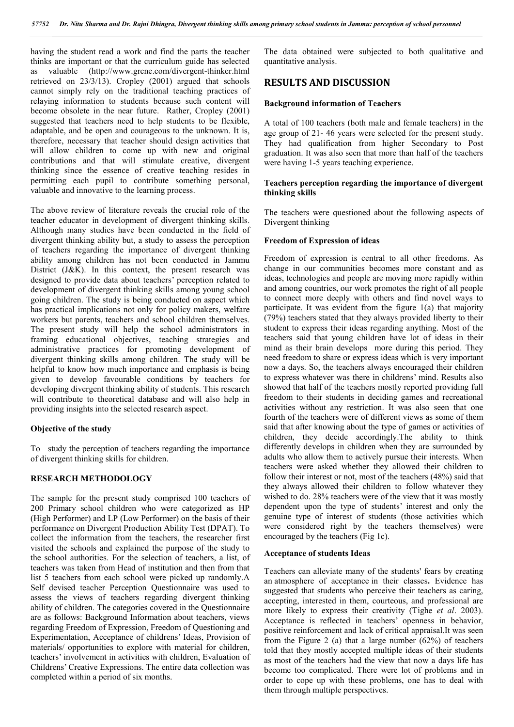having the student read a work and find the parts the teacher thinks are important or that the curriculum guide has selected as valuable (http://www.grcne.com/divergent-thinker.html retrieved on 23/3/13). Cropley (2001) argued that schools cannot simply rely on the traditional teaching practices of relaying information to students because such content will become obsolete in the near future. Rather, Cropley (2001) suggested that teachers need to help students to be flexible, adaptable, and be open and courageous to the unknown. It is, therefore, necessary that teacher should design activities that will allow children to come up with new and original contributions and that will stimulate creative, divergent thinking since the essence of creative teaching resides in permitting each pupil to contribute something personal, valuable and innovative to the learning process.

The above review of literature reveals the crucial role of the teacher educator in development of divergent thinking skills. Although many studies have been conducted in the field of divergent thinking ability but, a study to assess the perception of teachers regarding the importance of divergent thinking ability among children has not been conducted in Jammu District (J&K). In this context, the present research was designed to provide data about teachers' perception related to development of divergent thinking skills among young school going children. The study is being conducted on aspect which has practical implications not only for policy makers, welfare workers but parents, teachers and school children themselves. The present study will help the school administrators in framing educational objectives, teaching strategies and administrative practices for promoting development of divergent thinking skills among children. The study will be helpful to know how much importance and emphasis is being given to develop favourable conditions by teachers for developing divergent thinking ability of students. This research will contribute to theoretical database and will also help in providing insights into the selected research aspect.

### Objective of the study

To study the perception of teachers regarding the importance of divergent thinking skills for children.

## RESEARCH METHODOLOGY

The sample for the present study comprised 100 teachers of 200 Primary school children who were categorized as HP (High Performer) and LP (Low Performer) on the basis of their performance on Divergent Production Ability Test (DPAT). To collect the information from the teachers, the researcher first visited the schools and explained the purpose of the study to the school authorities. For the selection of teachers, a list, of teachers was taken from Head of institution and then from that list 5 teachers from each school were picked up randomly.A Self devised teacher Perception Questionnaire was used to assess the views of teachers regarding divergent thinking ability of children. The categories covered in the Questionnaire are as follows: Background Information about teachers, views regarding Freedom of Expression, Freedom of Questioning and Experimentation, Acceptance of childrens' Ideas, Provision of materials/ opportunities to explore with material for children, teachers' involvement in activities with children, Evaluation of Childrens' Creative Expressions. The entire data collection was completed within a period of six months.

The data obtained were subjected to both qualitative and quantitative analysis.

## RESULTS AND DISCUSSION

### Background information of Teachers

A total of 100 teachers (both male and female teachers) in the age group of 21- 46 years were selected for the present study. They had qualification from higher Secondary to Post graduation. It was also seen that more than half of the teachers were having 1-5 years teaching experience.

### Teachers perception regarding the importance of divergent thinking skills

The teachers were questioned about the following aspects of Divergent thinking

### Freedom of Expression of ideas

Freedom of expression is central to all other freedoms. As change in our communities becomes more constant and as ideas, technologies and people are moving more rapidly within and among countries, our work promotes the right of all people to connect more deeply with others and find novel ways to participate. It was evident from the figure 1(a) that majority (79%) teachers stated that they always provided liberty to their student to express their ideas regarding anything. Most of the teachers said that young children have lot of ideas in their mind as their brain develops more during this period. They need freedom to share or express ideas which is very important now a days. So, the teachers always encouraged their children to express whatever was there in childrens' mind. Results also showed that half of the teachers mostly reported providing full freedom to their students in deciding games and recreational activities without any restriction. It was also seen that one fourth of the teachers were of different views as some of them said that after knowing about the type of games or activities of children, they decide accordingly.The ability to think differently develops in children when they are surrounded by adults who allow them to actively pursue their interests. When teachers were asked whether they allowed their children to follow their interest or not, most of the teachers (48%) said that they always allowed their children to follow whatever they wished to do. 28% teachers were of the view that it was mostly dependent upon the type of students' interest and only the genuine type of interest of students (those activities which were considered right by the teachers themselves) were encouraged by the teachers (Fig 1c).

### Acceptance of students Ideas

Teachers can alleviate many of the students' fears by creating an atmosphere of acceptance in their classes**.** Evidence has suggested that students who perceive their teachers as caring, accepting, interested in them, courteous, and professional are more likely to express their creativity (Tighe *et al*. 2003). Acceptance is reflected in teachers' openness in behavior, positive reinforcement and lack of critical appraisal.It was seen from the Figure 2 (a) that a large number (62%) of teachers told that they mostly accepted multiple ideas of their students as most of the teachers had the view that now a days life has become too complicated. There were lot of problems and in order to cope up with these problems, one has to deal with them through multiple perspectives.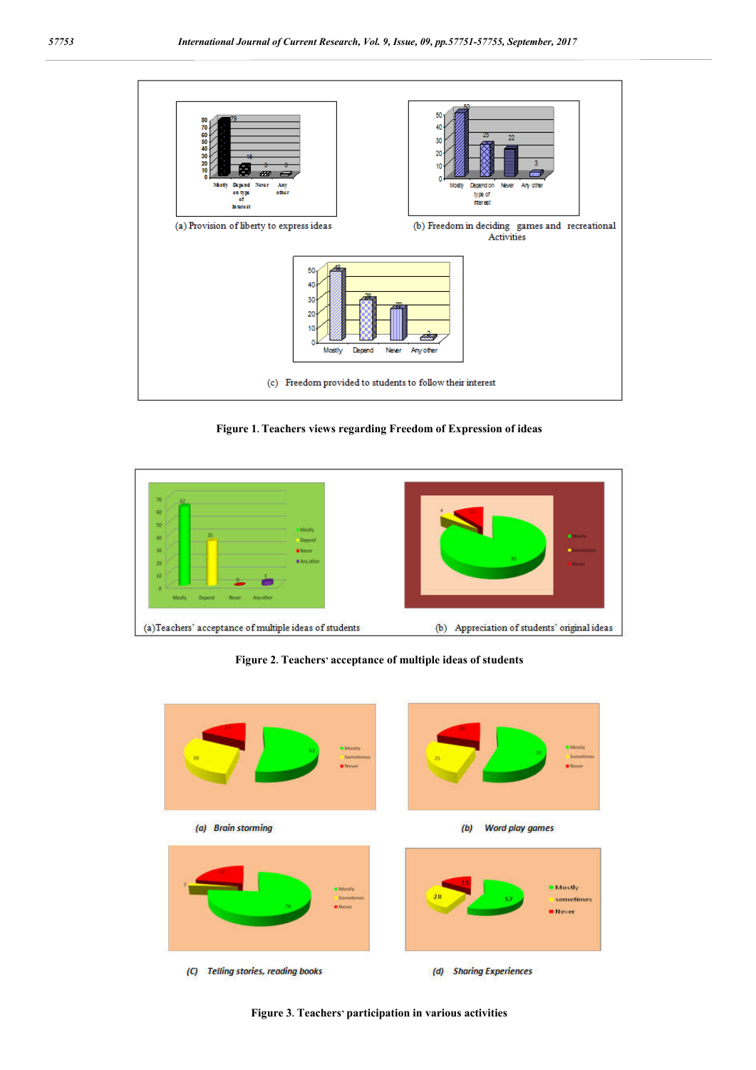(a) Provision of liberty to express ideas

(b) Freedom in deciding games and recreational Activities

(c) Freedom provided to students to follow their interest

**Figure 1. Teachers views regarding Freedom of Expression of ideas**

(a)Teachers' acceptance of multiple ideas of students

(b) Appreciation of students' original ideas

**Figure 2. Teachers' acceptance of multiple ideas of students**

*(a) Brain storming*

*(b) Word play games*

*(C) Telling stories, reading books*

*(d) Sharing Experiences*

**Figure 3. Teachers' participation in various activities**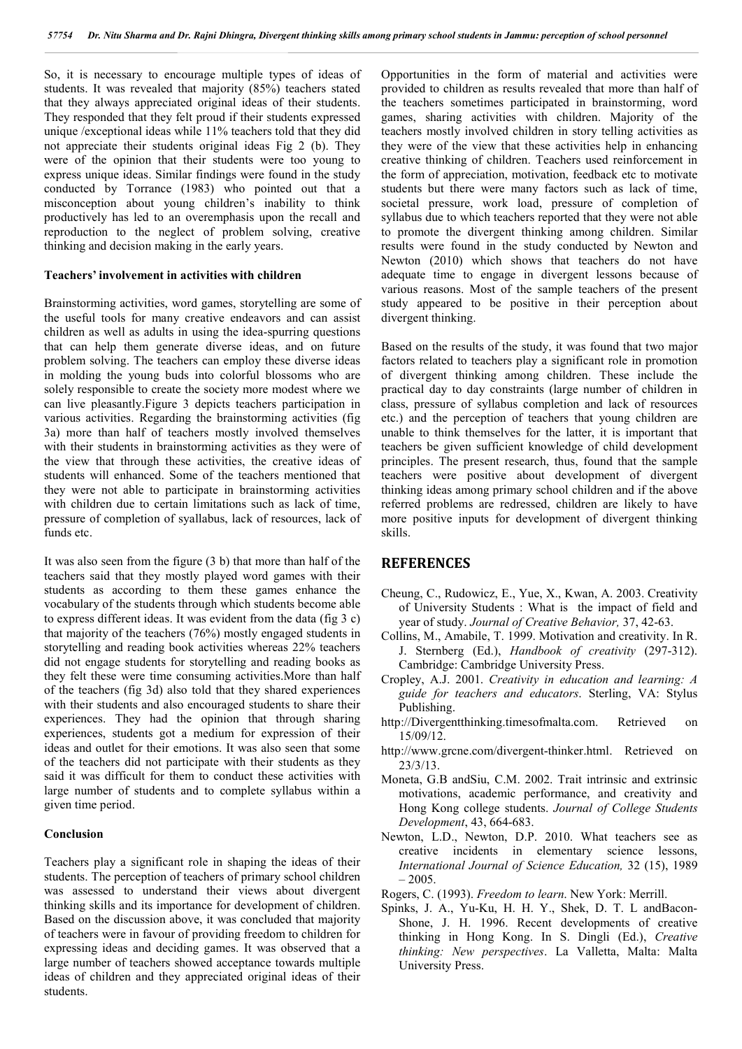So, it is necessary to encourage multiple types of ideas of students. It was revealed that majority (85%) teachers stated that they always appreciated original ideas of their students. They responded that they felt proud if their students expressed unique /exceptional ideas while 11% teachers told that they did not appreciate their students original ideas Fig 2 (b). They were of the opinion that their students were too young to express unique ideas. Similar findings were found in the study conducted by Torrance (1983) who pointed out that a misconception about young children's inability to think productively has led to an overemphasis upon the recall and reproduction to the neglect of problem solving, creative thinking and decision making in the early years.

**Teachers' involvement in activities with children**

Brainstorming activities, word games, storytelling are some of the useful tools for many creative endeavors and can assist children as well as adults in using the idea-spurring questions that can help them generate diverse ideas, and on future problem solving. The teachers can employ these diverse ideas in molding the young buds into colorful blossoms who are solely responsible to create the society more modest where we can live pleasantly.Figure 3 depicts teachers participation in various activities. Regarding the brainstorming activities (fig 3a) more than half of teachers mostly involved themselves with their students in brainstorming activities as they were of the view that through these activities, the creative ideas of students will enhanced. Some of the teachers mentioned that they were not able to participate in brainstorming activities with children due to certain limitations such as lack of time, pressure of completion of syallabus, lack of resources, lack of funds etc.

It was also seen from the figure (3 b) that more than half of the teachers said that they mostly played word games with their students as according to them these games enhance the vocabulary of the students through which students become able to express different ideas. It was evident from the data (fig 3 c) that majority of the teachers (76%) mostly engaged students in storytelling and reading book activities whereas 22% teachers did not engage students for storytelling and reading books as they felt these were time consuming activities.More than half of the teachers (fig 3d) also told that they shared experiences with their students and also encouraged students to share their experiences. They had the opinion that through sharing experiences, students got a medium for expression of their ideas and outlet for their emotions. It was also seen that some of the teachers did not participate with their students as they said it was difficult for them to conduct these activities with large number of students and to complete syllabus within a given time period.

**Conclusion**

Teachers play a significant role in shaping the ideas of their students. The perception of teachers of primary school children was assessed to understand their views about divergent thinking skills and its importance for development of children. Based on the discussion above, it was concluded that majority of teachers were in favour of providing freedom to children for expressing ideas and deciding games. It was observed that a large number of teachers showed acceptance towards multiple ideas of children and they appreciated original ideas of their students.

Opportunities in the form of material and activities were provided to children as results revealed that more than half of the teachers sometimes participated in brainstorming, word games, sharing activities with children. Majority of the teachers mostly involved children in story telling activities as they were of the view that these activities help in enhancing creative thinking of children. Teachers used reinforcement in the form of appreciation, motivation, feedback etc to motivate students but there were many factors such as lack of time, societal pressure, work load, pressure of completion of syllabus due to which teachers reported that they were not able to promote the divergent thinking among children. Similar results were found in the study conducted by Newton and Newton (2010) which shows that teachers do not have adequate time to engage in divergent lessons because of various reasons. Most of the sample teachers of the present study appeared to be positive in their perception about divergent thinking.

Based on the results of the study, it was found that two major factors related to teachers play a significant role in promotion of divergent thinking among children. These include the practical day to day constraints (large number of children in class, pressure of syllabus completion and lack of resources etc.) and the perception of teachers that young children are unable to think themselves for the latter, it is important that teachers be given sufficient knowledge of child development principles. The present research, thus, found that the sample teachers were positive about development of divergent thinking ideas among primary school children and if the above referred problems are redressed, children are likely to have more positive inputs for development of divergent thinking skills.

## REFERENCES

- Cheung, C., Rudowicz, E., Yue, X., Kwan, A. 2003. Creativity of University Students : What is the impact of field and year of study. *Journal of Creative Behavior,* 37, 42-63.
- Collins, M., Amabile, T. 1999. Motivation and creativity. In R. J. Sternberg (Ed.), *Handbook of creativity* (297-312). Cambridge: Cambridge University Press.
- Cropley, A.J. 2001. *Creativity in education and learning: A guide for teachers and educators*. Sterling, VA: Stylus Publishing.
- http://Divergentthinking.timesofmalta.com. Retrieved on 15/09/12.
- http://www.grcne.com/divergent-thinker.html. Retrieved on 23/3/13.
- Moneta, G.B andSiu, C.M. 2002. Trait intrinsic and extrinsic motivations, academic performance, and creativity and Hong Kong college students. *Journal of College Students Development*, 43, 664-683.
- Newton, L.D., Newton, D.P. 2010. What teachers see as creative incidents in elementary science lessons, *International Journal of Science Education,* 32 (15), 1989 – 2005.
- Rogers, C. (1993). *Freedom to learn*. New York: Merrill.
- Spinks, J. A., Yu-Ku, H. H. Y., Shek, D. T. L andBacon-Shone, J. H. 1996. Recent developments of creative thinking in Hong Kong. In S. Dingli (Ed.), *Creative thinking: New perspectives*. La Valletta, Malta: Malta University Press.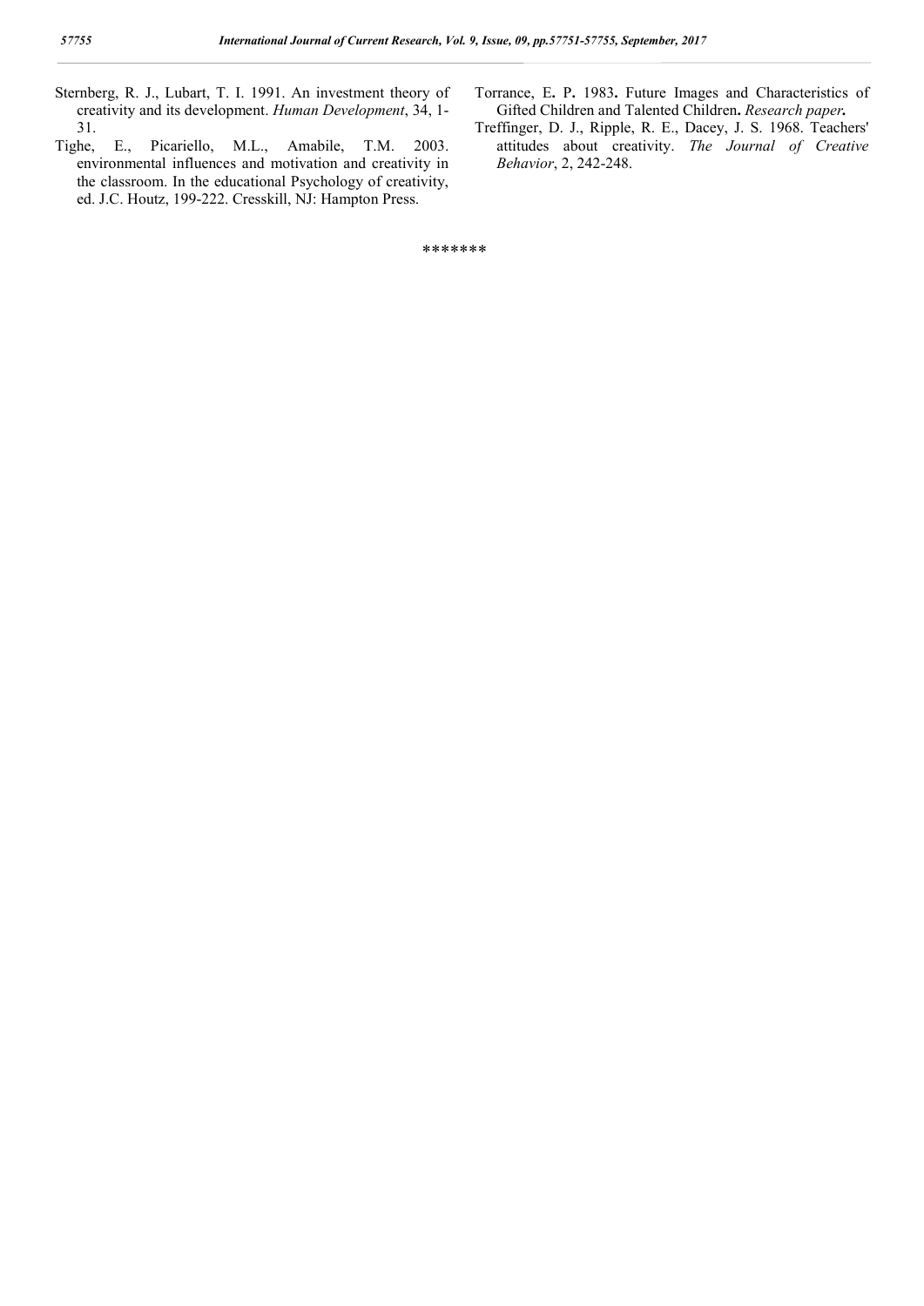Sternberg, R. J., Lubart, T. I. 1991. An investment theory of creativity and its development. *Human Development*, 34, 1-31.

Tighe, E., Picariello, M.L., Amabile, T.M. 2003. environmental influences and motivation and creativity in the classroom. In the educational Psychology of creativity, ed. J.C. Houtz, 199-222. Cresskill, NJ: Hampton Press.

Torrance, E**.** P**.** 1983**.** Future Images and Characteristics of Gifted Children and Talented Children**.** *Research paper***.**

Treffinger, D. J., Ripple, R. E., Dacey, J. S. 1968. Teachers' attitudes about creativity. *The Journal of Creative Behavior*, 2, 242-248.

*******